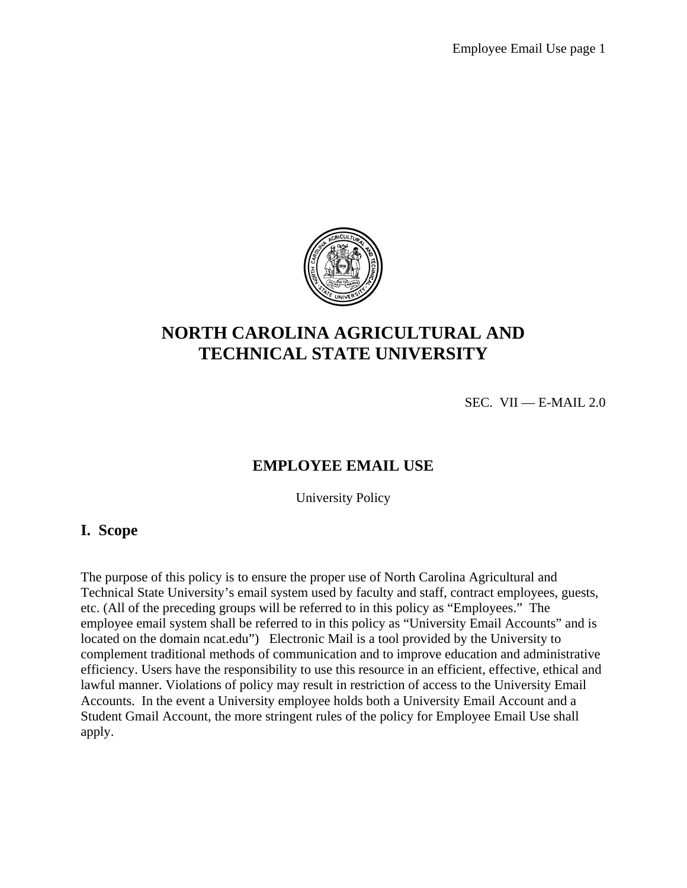# NORTH CAROLINA AGRICULTURAL AND TECHNICAL STATE UNIVERSITY

SEC. VII — E-MAIL 2.0

## EMPLOYEE EMAIL USE

University Policy

## I. Scope

The purpose of this policy is to ensure the proper use of North Carolina Agricultural and Technical State University's email system used by faculty and staff, contract employees, guests, etc. (All of the preceding groups will be referred to in this policy as "Employees." The employee email system shall be referred to in this policy as "University Email Accounts" and is located on the domain ncat.edu") Electronic Mail is a tool provided by the University to complement traditional methods of communication and to improve education and administrative efficiency. Users have the responsibility to use this resource in an efficient, effective, ethical and lawful manner. Violations of policy may result in restriction of access to the University Email Accounts. In the event a University employee holds both a University Email Account and a Student Gmail Account, the more stringent rules of the policy for Employee Email Use shall apply.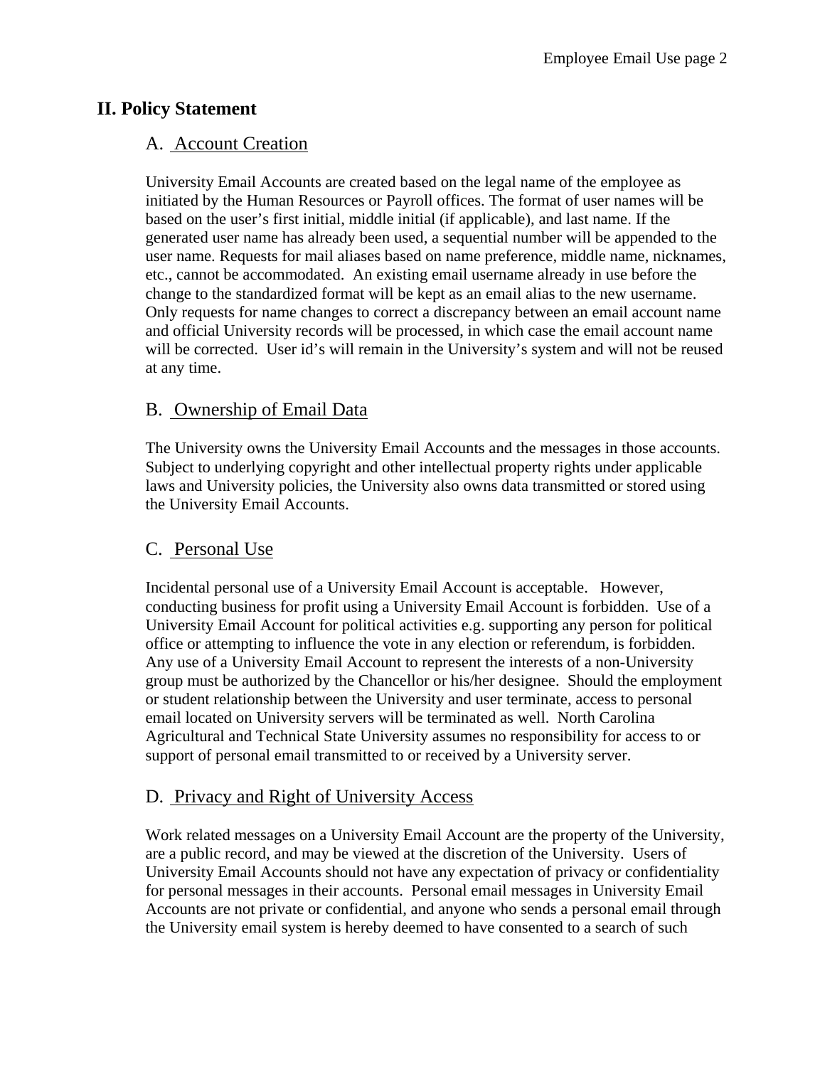## II. Policy Statement

### A. Account Creation

University Email Accounts are created based on the legal name of the employee as initiated by the Human Resources or Payroll offices. The format of user names will be based on the user's first initial, middle initial (if applicable), and last name. If the generated user name has already been used, a sequential number will be appended to the user name. Requests for mail aliases based on name preference, middle name, nicknames, etc., cannot be accommodated. An existing email username already in use before the change to the standardized format will be kept as an email alias to the new username. Only requests for name changes to correct a discrepancy between an email account name and official University records will be processed, in which case the email account name will be corrected. User id's will remain in the University's system and will not be reused at any time.

### B. Ownership of Email Data

The University owns the University Email Accounts and the messages in those accounts. Subject to underlying copyright and other intellectual property rights under applicable laws and University policies, the University also owns data transmitted or stored using the University Email Accounts.

### C. Personal Use

Incidental personal use of a University Email Account is acceptable. However, conducting business for profit using a University Email Account is forbidden. Use of a University Email Account for political activities e.g. supporting any person for political office or attempting to influence the vote in any election or referendum, is forbidden. Any use of a University Email Account to represent the interests of a non-University group must be authorized by the Chancellor or his/her designee. Should the employment or student relationship between the University and user terminate, access to personal email located on University servers will be terminated as well. North Carolina Agricultural and Technical State University assumes no responsibility for access to or support of personal email transmitted to or received by a University server.

### D. Privacy and Right of University Access

Work related messages on a University Email Account are the property of the University, are a public record, and may be viewed at the discretion of the University. Users of University Email Accounts should not have any expectation of privacy or confidentiality for personal messages in their accounts. Personal email messages in University Email Accounts are not private or confidential, and anyone who sends a personal email through the University email system is hereby deemed to have consented to a search of such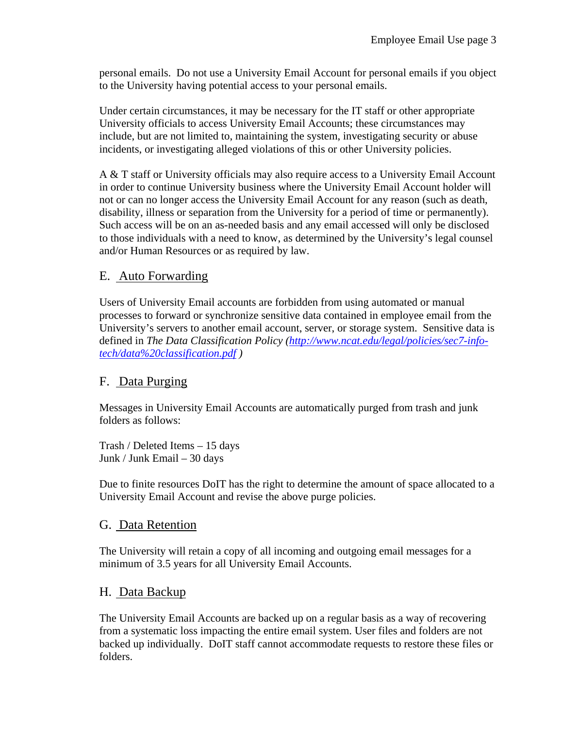personal emails. Do not use a University Email Account for personal emails if you object to the University having potential access to your personal emails.

Under certain circumstances, it may be necessary for the IT staff or other appropriate University officials to access University Email Accounts; these circumstances may include, but are not limited to, maintaining the system, investigating security or abuse incidents, or investigating alleged violations of this or other University policies.

A & T staff or University officials may also require access to a University Email Account in order to continue University business where the University Email Account holder will not or can no longer access the University Email Account for any reason (such as death, disability, illness or separation from the University for a period of time or permanently). Such access will be on an as-needed basis and any email accessed will only be disclosed to those individuals with a need to know, as determined by the University's legal counsel and/or Human Resources or as required by law.

## E. Auto Forwarding

Users of University Email accounts are forbidden from using automated or manual processes to forward or synchronize sensitive data contained in employee email from the University's servers to another email account, server, or storage system. Sensitive data is defined in *The Data Classification Policy* (*http://www.ncat.edu/legal/policies/sec7-info-tech/data%20classification.pdf* )

## F. Data Purging

Messages in University Email Accounts are automatically purged from trash and junk folders as follows:

Trash / Deleted Items – 15 days
Junk / Junk Email – 30 days

Due to finite resources DoIT has the right to determine the amount of space allocated to a University Email Account and revise the above purge policies.

## G. Data Retention

The University will retain a copy of all incoming and outgoing email messages for a minimum of 3.5 years for all University Email Accounts.

## H. Data Backup

The University Email Accounts are backed up on a regular basis as a way of recovering from a systematic loss impacting the entire email system. User files and folders are not backed up individually. DoIT staff cannot accommodate requests to restore these files or folders.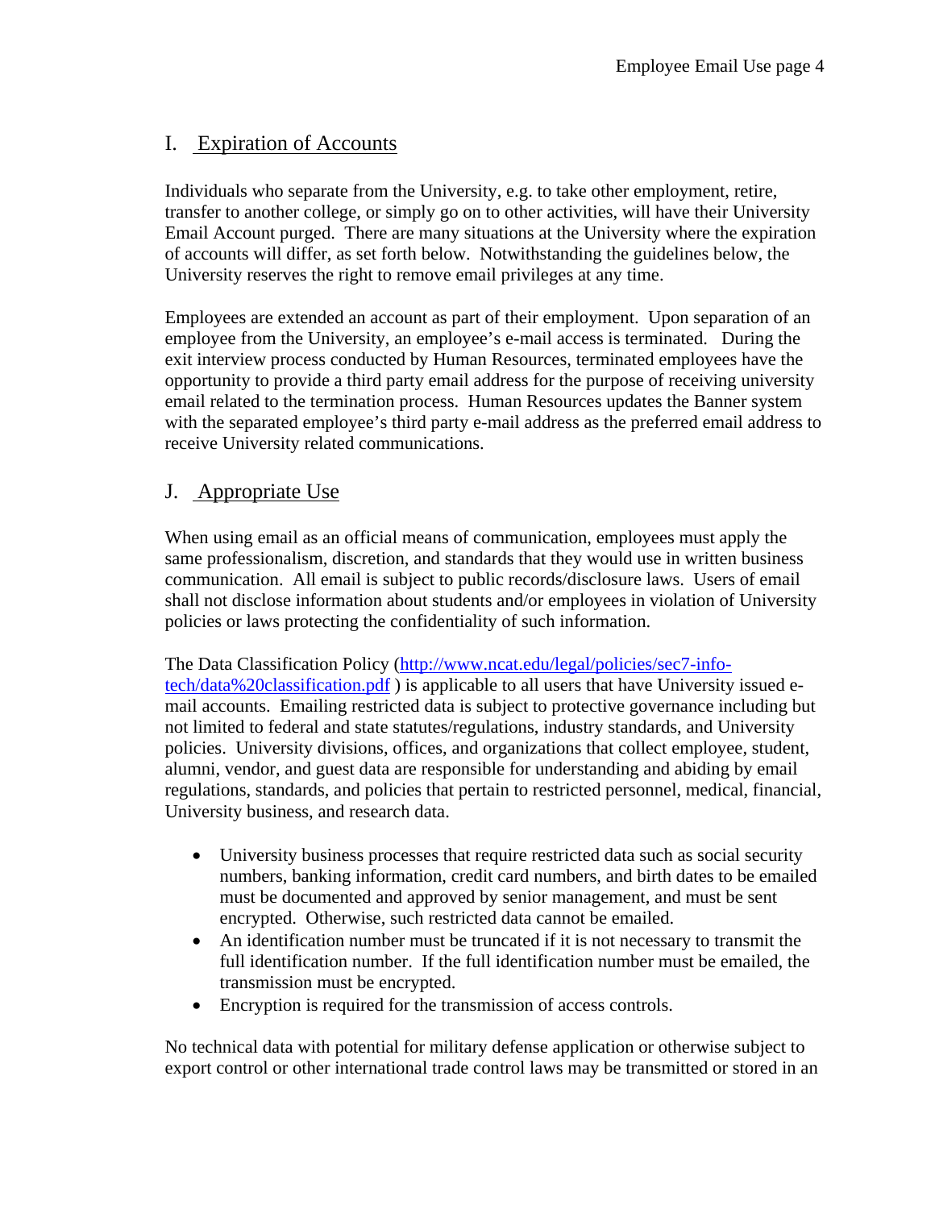## I. Expiration of Accounts

Individuals who separate from the University, e.g. to take other employment, retire, transfer to another college, or simply go on to other activities, will have their University Email Account purged. There are many situations at the University where the expiration of accounts will differ, as set forth below. Notwithstanding the guidelines below, the University reserves the right to remove email privileges at any time.

Employees are extended an account as part of their employment. Upon separation of an employee from the University, an employee's e-mail access is terminated. During the exit interview process conducted by Human Resources, terminated employees have the opportunity to provide a third party email address for the purpose of receiving university email related to the termination process. Human Resources updates the Banner system with the separated employee's third party e-mail address as the preferred email address to receive University related communications.

## J. Appropriate Use

When using email as an official means of communication, employees must apply the same professionalism, discretion, and standards that they would use in written business communication. All email is subject to public records/disclosure laws. Users of email shall not disclose information about students and/or employees in violation of University policies or laws protecting the confidentiality of such information.

The Data Classification Policy ([http://www.ncat.edu/legal/policies/sec7-info-tech/data%20classification.pdf](http://www.ncat.edu/legal/policies/sec7-info-tech/data%20classification.pdf) ) is applicable to all users that have University issued e-mail accounts. Emailing restricted data is subject to protective governance including but not limited to federal and state statutes/regulations, industry standards, and University policies. University divisions, offices, and organizations that collect employee, student, alumni, vendor, and guest data are responsible for understanding and abiding by email regulations, standards, and policies that pertain to restricted personnel, medical, financial, University business, and research data.

- University business processes that require restricted data such as social security numbers, banking information, credit card numbers, and birth dates to be emailed must be documented and approved by senior management, and must be sent encrypted. Otherwise, such restricted data cannot be emailed.
- An identification number must be truncated if it is not necessary to transmit the full identification number. If the full identification number must be emailed, the transmission must be encrypted.
- Encryption is required for the transmission of access controls.

No technical data with potential for military defense application or otherwise subject to export control or other international trade control laws may be transmitted or stored in an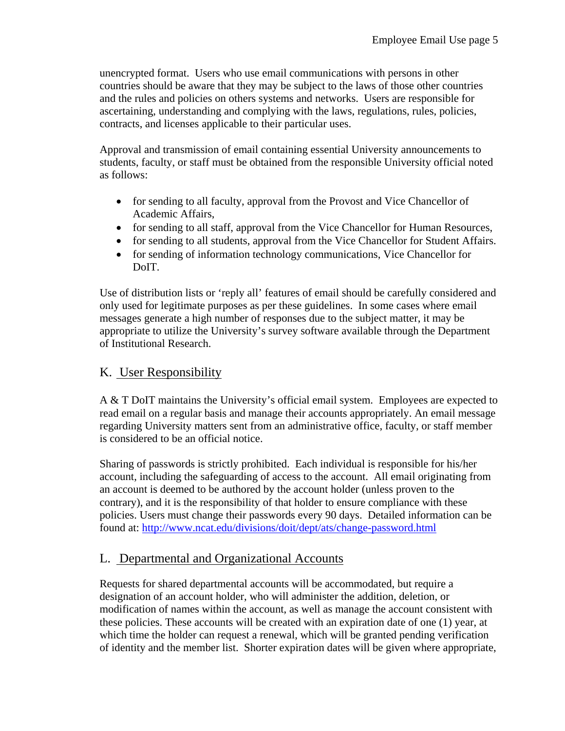unencrypted format. Users who use email communications with persons in other countries should be aware that they may be subject to the laws of those other countries and the rules and policies on others systems and networks. Users are responsible for ascertaining, understanding and complying with the laws, regulations, rules, policies, contracts, and licenses applicable to their particular uses.

Approval and transmission of email containing essential University announcements to students, faculty, or staff must be obtained from the responsible University official noted as follows:

- for sending to all faculty, approval from the Provost and Vice Chancellor of Academic Affairs,
- for sending to all staff, approval from the Vice Chancellor for Human Resources,
- for sending to all students, approval from the Vice Chancellor for Student Affairs.
- for sending of information technology communications, Vice Chancellor for DoIT.

Use of distribution lists or 'reply all' features of email should be carefully considered and only used for legitimate purposes as per these guidelines. In some cases where email messages generate a high number of responses due to the subject matter, it may be appropriate to utilize the University's survey software available through the Department of Institutional Research.

## K. User Responsibility

A & T DoIT maintains the University's official email system. Employees are expected to read email on a regular basis and manage their accounts appropriately. An email message regarding University matters sent from an administrative office, faculty, or staff member is considered to be an official notice.

Sharing of passwords is strictly prohibited. Each individual is responsible for his/her account, including the safeguarding of access to the account. All email originating from an account is deemed to be authored by the account holder (unless proven to the contrary), and it is the responsibility of that holder to ensure compliance with these policies. Users must change their passwords every 90 days. Detailed information can be found at: [http://www.ncat.edu/divisions/doit/dept/ats/change-password.html](http://www.ncat.edu/divisions/doit/dept/ats/change-password.html)

## L. Departmental and Organizational Accounts

Requests for shared departmental accounts will be accommodated, but require a designation of an account holder, who will administer the addition, deletion, or modification of names within the account, as well as manage the account consistent with these policies. These accounts will be created with an expiration date of one (1) year, at which time the holder can request a renewal, which will be granted pending verification of identity and the member list. Shorter expiration dates will be given where appropriate,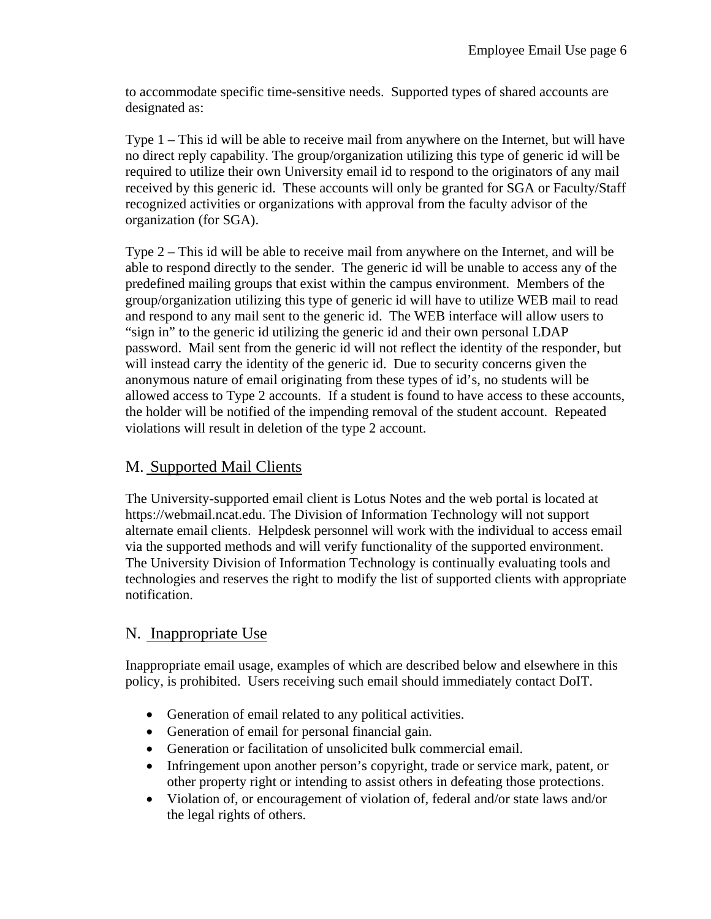to accommodate specific time-sensitive needs. Supported types of shared accounts are designated as:

Type 1 – This id will be able to receive mail from anywhere on the Internet, but will have no direct reply capability. The group/organization utilizing this type of generic id will be required to utilize their own University email id to respond to the originators of any mail received by this generic id. These accounts will only be granted for SGA or Faculty/Staff recognized activities or organizations with approval from the faculty advisor of the organization (for SGA).

Type 2 – This id will be able to receive mail from anywhere on the Internet, and will be able to respond directly to the sender. The generic id will be unable to access any of the predefined mailing groups that exist within the campus environment. Members of the group/organization utilizing this type of generic id will have to utilize WEB mail to read and respond to any mail sent to the generic id. The WEB interface will allow users to "sign in" to the generic id utilizing the generic id and their own personal LDAP password. Mail sent from the generic id will not reflect the identity of the responder, but will instead carry the identity of the generic id. Due to security concerns given the anonymous nature of email originating from these types of id's, no students will be allowed access to Type 2 accounts. If a student is found to have access to these accounts, the holder will be notified of the impending removal of the student account. Repeated violations will result in deletion of the type 2 account.

## M. Supported Mail Clients

The University-supported email client is Lotus Notes and the web portal is located at https://webmail.ncat.edu. The Division of Information Technology will not support alternate email clients. Helpdesk personnel will work with the individual to access email via the supported methods and will verify functionality of the supported environment. The University Division of Information Technology is continually evaluating tools and technologies and reserves the right to modify the list of supported clients with appropriate notification.

## N. Inappropriate Use

Inappropriate email usage, examples of which are described below and elsewhere in this policy, is prohibited. Users receiving such email should immediately contact DoIT.

- Generation of email related to any political activities.
- Generation of email for personal financial gain.
- Generation or facilitation of unsolicited bulk commercial email.
- Infringement upon another person's copyright, trade or service mark, patent, or other property right or intending to assist others in defeating those protections.
- Violation of, or encouragement of violation of, federal and/or state laws and/or the legal rights of others.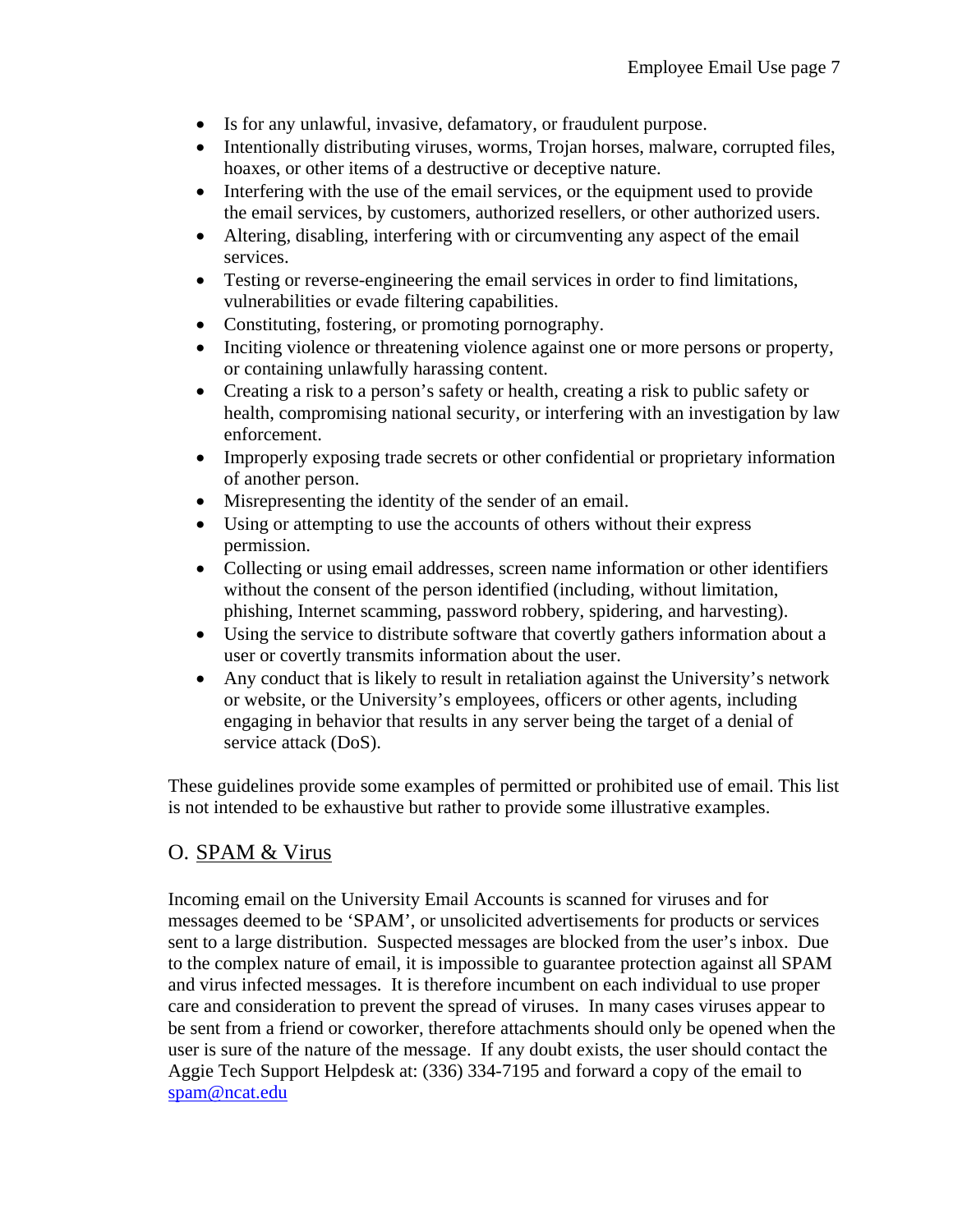- Is for any unlawful, invasive, defamatory, or fraudulent purpose.
- Intentionally distributing viruses, worms, Trojan horses, malware, corrupted files, hoaxes, or other items of a destructive or deceptive nature.
- Interfering with the use of the email services, or the equipment used to provide the email services, by customers, authorized resellers, or other authorized users.
- Altering, disabling, interfering with or circumventing any aspect of the email services.
- Testing or reverse-engineering the email services in order to find limitations, vulnerabilities or evade filtering capabilities.
- Constituting, fostering, or promoting pornography.
- Inciting violence or threatening violence against one or more persons or property, or containing unlawfully harassing content.
- Creating a risk to a person's safety or health, creating a risk to public safety or health, compromising national security, or interfering with an investigation by law enforcement.
- Improperly exposing trade secrets or other confidential or proprietary information of another person.
- Misrepresenting the identity of the sender of an email.
- Using or attempting to use the accounts of others without their express permission.
- Collecting or using email addresses, screen name information or other identifiers without the consent of the person identified (including, without limitation, phishing, Internet scamming, password robbery, spidering, and harvesting).
- Using the service to distribute software that covertly gathers information about a user or covertly transmits information about the user.
- Any conduct that is likely to result in retaliation against the University's network or website, or the University's employees, officers or other agents, including engaging in behavior that results in any server being the target of a denial of service attack (DoS).

These guidelines provide some examples of permitted or prohibited use of email. This list is not intended to be exhaustive but rather to provide some illustrative examples.

## O. SPAM & Virus

Incoming email on the University Email Accounts is scanned for viruses and for messages deemed to be 'SPAM', or unsolicited advertisements for products or services sent to a large distribution. Suspected messages are blocked from the user's inbox. Due to the complex nature of email, it is impossible to guarantee protection against all SPAM and virus infected messages. It is therefore incumbent on each individual to use proper care and consideration to prevent the spread of viruses. In many cases viruses appear to be sent from a friend or coworker, therefore attachments should only be opened when the user is sure of the nature of the message. If any doubt exists, the user should contact the Aggie Tech Support Helpdesk at: (336) 334-7195 and forward a copy of the email to spam@ncat.edu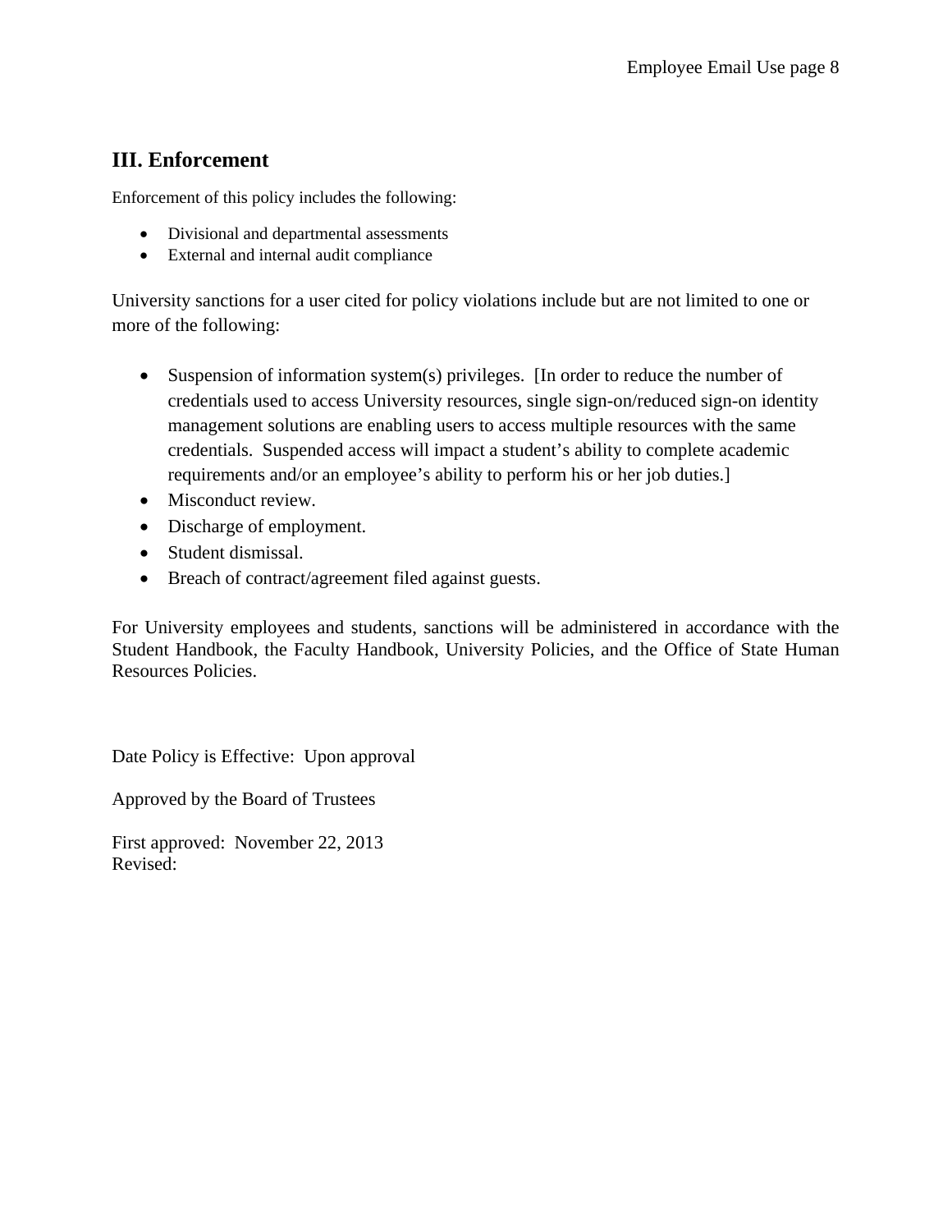## III. Enforcement

Enforcement of this policy includes the following:

- Divisional and departmental assessments
- External and internal audit compliance

University sanctions for a user cited for policy violations include but are not limited to one or more of the following:

- Suspension of information system(s) privileges. [In order to reduce the number of credentials used to access University resources, single sign-on/reduced sign-on identity management solutions are enabling users to access multiple resources with the same credentials. Suspended access will impact a student's ability to complete academic requirements and/or an employee's ability to perform his or her job duties.]
- Misconduct review.
- Discharge of employment.
- Student dismissal.
- Breach of contract/agreement filed against guests.

For University employees and students, sanctions will be administered in accordance with the Student Handbook, the Faculty Handbook, University Policies, and the Office of State Human Resources Policies.

Date Policy is Effective: Upon approval

Approved by the Board of Trustees

First approved: November 22, 2013
Revised: